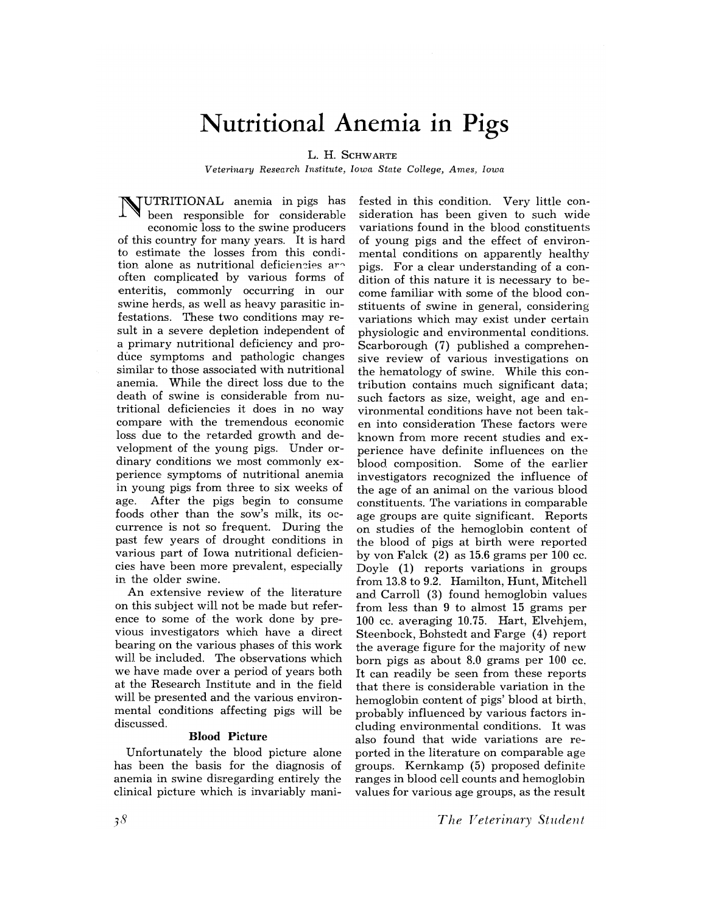# Nutritional Anemia in Pigs

L. H. SCHWARTE

*Veterinary Research Institute, Iowa State College, Ames, Iowa*

NUTRITIONAL anemia in pigs has been responsible for considerable economic loss to the swine producers of this country for many years. It is hard to estimate the losses from this condition alone as nutritional deficiencies are often complicated by various forms of enteritis, commonly occurring in our swine herds, as well as heavy parasitic infestations. These two conditions may result in a severe depletion independent of a primary nutritional deficiency and produce symptoms and pathologic changes similar to those associated with nutritional anemia. While the direct loss due to the death of swine is considerable from nutritional deficiencies it does in no way compare with the tremendous economic loss due to the retarded growth and development of the young pigs. Under ordinary conditions we most commonly experience symptoms of nutritional anemia in young pigs from three to six weeks of age. After the pigs begin to consume foods other than the sow's milk, its occurrence is not so frequent. During the past few years of drought conditions in various part of Iowa nutritional deficiencies have been more prevalent, especially in the older swine.

An extensive review of the literature on this subject will not be made but reference to some of the work done by previous investigators which have a direct bearing on the various phases of this work will be included. The observations which we have made over a period of years both at the Research Institute and in the field will be presented and the various environmental conditions affecting pigs will be discussed.

## Blood Picture

Unfortunately the blood picture alone has been the basis for the diagnosis of anemia in swine disregarding entirely the clinical picture which is invariably manifested in this condition. Very little consideration has been given to such wide variations found in the blood constituents of young pigs and the effect of environmental conditions on apparently healthy pigs. For a clear understanding of a condition of this nature it is necessary to become familiar with some of the blood constituents of swine in general, considering variations which may exist under certain physiologic and environmental conditions. Scarborough (7) published a comprehensive review of various investigations on the hematology of swine. While this contribution contains much significant data; such factors as size, weight, age and environmental conditions have not been taken into consideration These factors were known from more recent studies and experience have definite influences on the blood composition. Some of the earlier investigators recognized the influence of the age of an animal on the various blood constituents. The variations in comparable age groups are quite significant. Reports on studies of the hemoglobin content of the blood of pigs at birth were reported by von Falck (2) as 15.6 grams per 100 cc. Doyle (1) reports variations in groups from 13.8 to 9.2. Hamilton, Hunt, Mitchell and Carroll (3) found hemoglobin values from less than 9 to almost 15 grams per 100 cc. averaging 10.75. Hart, Elvehjem, Steenbock, Bohstedt and Farge (4) report the average figure for the majority of new born pigs as about 8.0 grams per 100 cc. It can readily be seen from these reports that there is considerable variation in the hemoglobin content of pigs' blood at birth, probably influenced by various factors including environmental conditions. It was also found that wide variations are reported in the literature on comparable age groups. Kernkamp (5) proposed definite ranges in blood cell counts and hemoglobin values for various age groups, as the result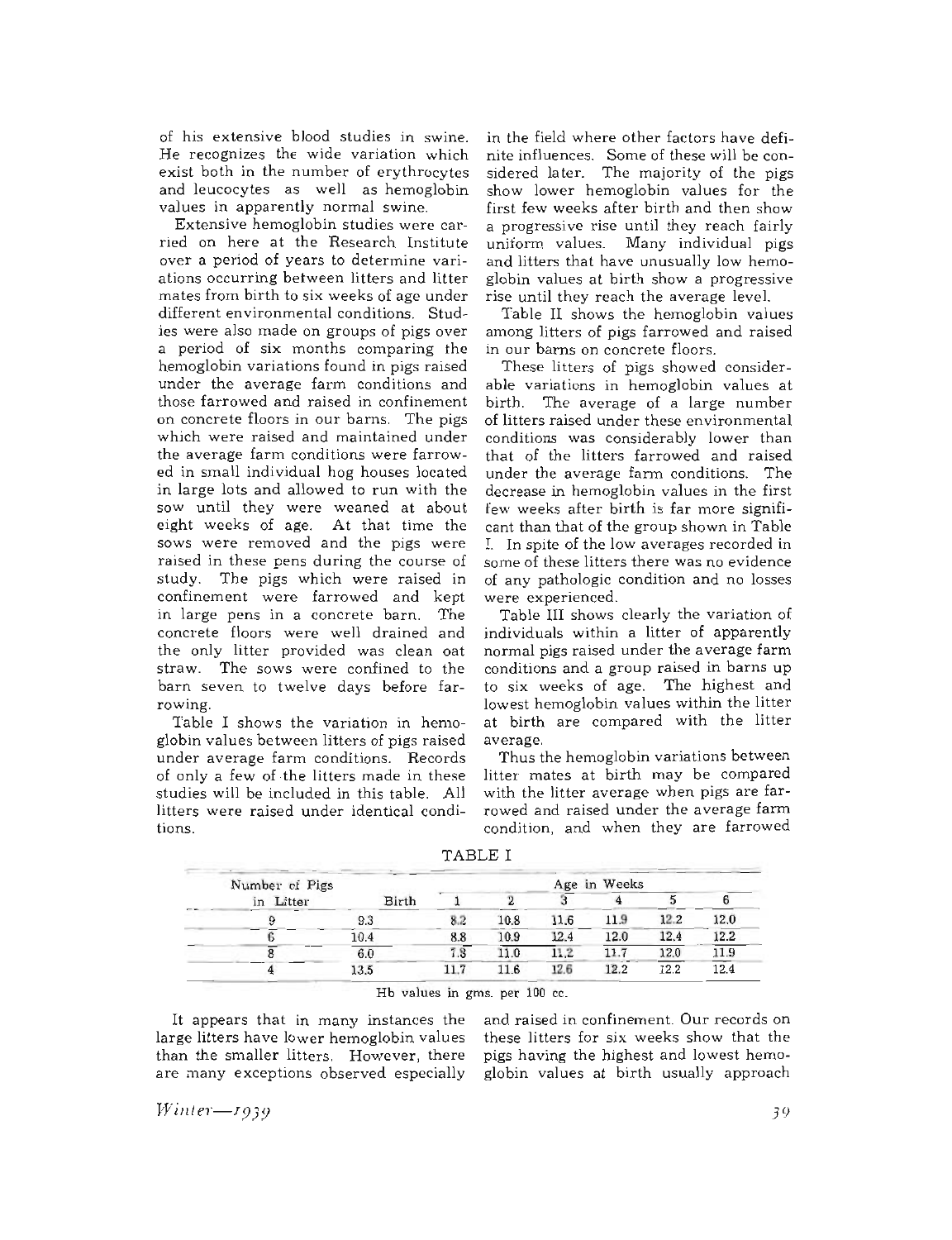of his extensive blood studies in swine. He recognizes the wide variation which exist both in the number of erythrocytes and leucocytes as well as hemoglobin values in apparently normal swine.

Extensive hemoglobin studies were carried on here at the Research Institute over a period of years to determine variations occurring between litters and litter mates from birth to six weeks of age under different environmental conditions. Studies were also made on groups of pigs over a period of six months comparing the hemoglobin variations found in pigs raised under the average farm conditions and those farrowed and raised in confinement on concrete floors in our barns. The pigs which were raised and maintained under the average farm conditions were farrowed in small individual hog houses located in large lots and allowed to run with the sow until they were weaned at about eight weeks of age. At that time the sows were removed and the pigs were raised in these pens during the course of study. The pigs which were raised in confinement were farrowed and kept in large pens in a concrete barn. The concrete floors were well drained and the only litter provided was clean oat straw. The sows were confined to the barn seven to twelve days before farrowing.

Table I shows the variation in hemoglobin values between litters of pigs raised under average farm conditions. Records of only a few of the litters made in these studies will be included in this table. All litters were raised under identical conditions.

TABLE I

| Number of Pigs in Litter | Birth | Age in Weeks | | | | | |
|---|---|---|---|---|---|---|---|
| | | 1 | 2 | 3 | 4 | 5 | 6 |
| 9 | 9.3 | 8.2 | 10.8 | 11.6 | 11.9 | 12.2 | 12.0 |
| 6 | 10.4 | 8.8 | 10.9 | 12.4 | 12.0 | 12.4 | 12.2 |
| 8 | 6.0 | 7.8 | 11.0 | 11.2 | 11.7 | 12.0 | 11.9 |
| 4 | 13.5 | 11.7 | 11.6 | 12.6 | 12.2 | 12.2 | 12.4 |

Hb values in gms. per 100 cc.

It appears that in many instances the large litters have lower hemoglobin values than the smaller litters. However, there are many exceptions observed especially in the field where other factors have definite influences. Some of these will be considered later. The majority of the pigs show lower hemoglobin values for the first few weeks after birth and then show a progressive rise until they reach fairly uniform values. Many individual pigs and litters that have unusually low hemoglobin values at birth show a progressive rise until they reach the average level.

Table II shows the hemoglobin values among litters of pigs farrowed and raised in our barns on concrete floors.

These litters of pigs showed considerable variations in hemoglobin values at birth. The average of a large number of litters raised under these environmental conditions was considerably lower than that of the litters farrowed and raised under the average farm conditions. The decrease in hemoglobin values in the first few weeks after birth is far more significant than that of the group shown in Table I. In spite of the low averages recorded in some of these litters there was no evidence of any pathologic condition and no losses were experienced.

Table III shows clearly the variation of individuals within a litter of apparently normal pigs raised under the average farm conditions and a group raised in barns up to six weeks of age. The highest and lowest hemoglobin values within the litter at birth are compared with the litter average.

Thus the hemoglobin variations between litter mates at birth may be compared with the litter average when pigs are farrowed and raised under the average farm condition, and when they are farrowed and raised in confinement. Our records on these litters for six weeks show that the pigs having the highest and lowest hemoglobin values at birth usually approach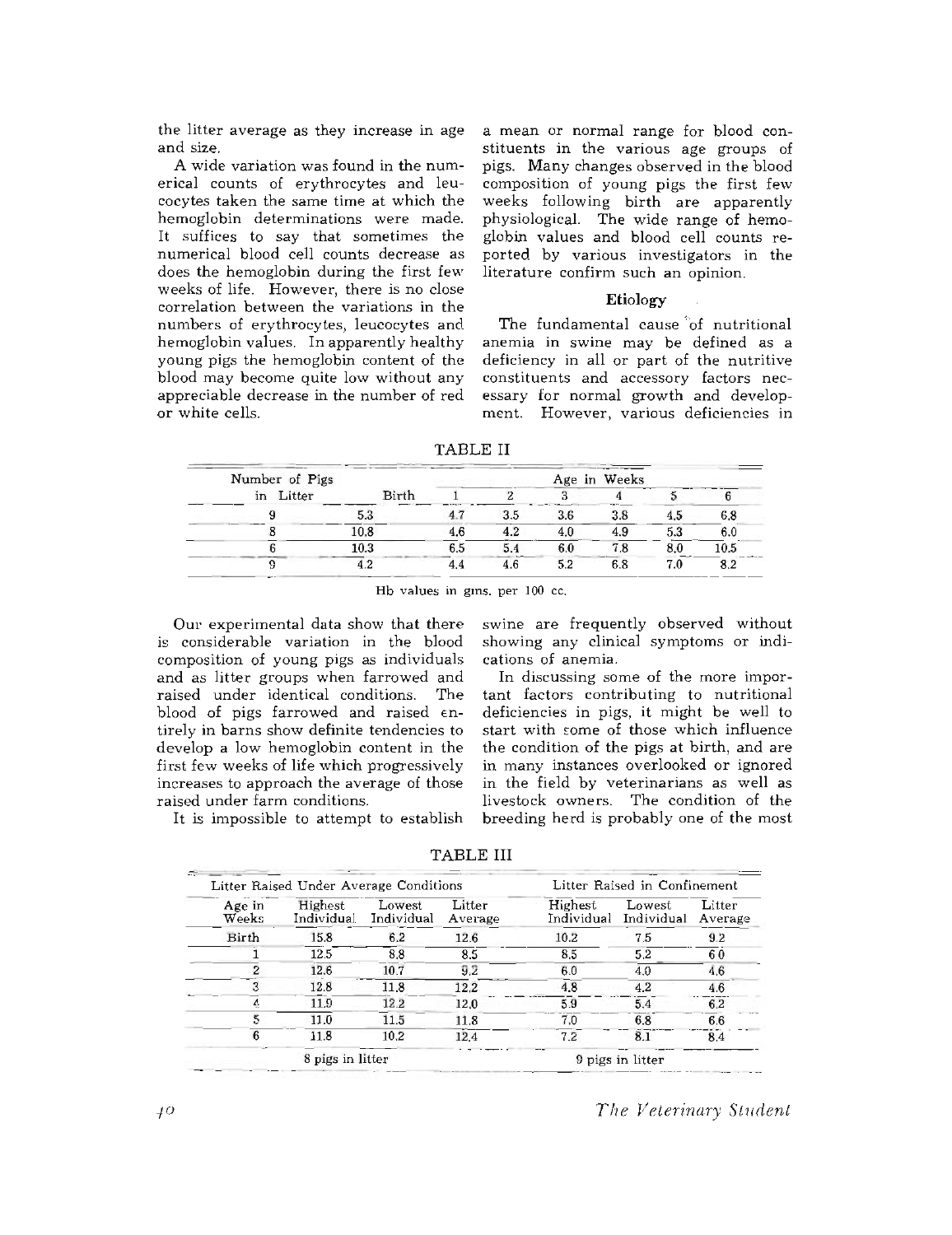the litter average as they increase in age and size.

A wide variation was found in the numerical counts of erythrocytes and leucocytes taken the same time at which the hemoglobin determinations were made. It suffices to say that sometimes the numerical blood cell counts decrease as does the hemoglobin during the first few weeks of life. However, there is no close correlation between the variations in the numbers of erythrocytes, leucocytes and hemoglobin values. In apparently healthy young pigs the hemoglobin content of the blood may become quite low without any appreciable decrease in the number of red or white cells.

a mean or normal range for blood constituents in the various age groups of pigs. Many changes observed in the blood composition of young pigs the first few weeks following birth are apparently physiological. The wide range of hemoglobin values and blood cell counts reported by various investigators in the literature confirm such an opinion.

### Etiology

The fundamental cause of nutritional anemia in swine may be defined as a deficiency in all or part of the nutritive constituents and accessory factors necessary for normal growth and development. However, various deficiencies in swine are frequently observed without showing any clinical symptoms or indications of anemia.

TABLE II

| Number of Pigs in Litter | Birth | Age in Weeks 1 | 2 | 3 | 4 | 5 | 6 |
|---|---|---|---|---|---|---|---|
| 9 | 5.3 | 4.7 | 3.5 | 3.6 | 3.8 | 4.5 | 6.8 |
| 8 | 10.8 | 4.6 | 4.2 | 4.0 | 4.9 | 5.3 | 6.0 |
| 6 | 10.3 | 6.5 | 5.4 | 6.0 | 7.8 | 8.0 | 10.5 |
| 9 | 4.2 | 4.4 | 4.6 | 5.2 | 6.8 | 7.0 | 8.2 |

Hb values in gms. per 100 cc.

Our experimental data show that there is considerable variation in the blood composition of young pigs as individuals and as litter groups when farrowed and raised under identical conditions. The blood of pigs farrowed and raised entirely in barns show definite tendencies to develop a low hemoglobin content in the first few weeks of life which progressively increases to approach the average of those raised under farm conditions.

It is impossible to attempt to establish

In discussing some of the more important factors contributing to nutritional deficiencies in pigs, it might be well to start with some of those which influence the condition of the pigs at birth, and are in many instances overlooked or ignored in the field by veterinarians as well as livestock owners. The condition of the breeding herd is probably one of the most

TABLE III

| Litter Raised Under Average Conditions | | | | Litter Raised in Confinement | | |
|---|---|---|---|---|---|---|
| Age in Weeks | Highest Individual | Lowest Individual | Litter Average | Highest Individual | Lowest Individual | Litter Average |
| Birth | 15.8 | 6.2 | 12.6 | 10.2 | 7.5 | 9.2 |
| 1 | 12.5 | 8.8 | 8.5 | 8.5 | 5.2 | 6.0 |
| 2 | 12.6 | 10.7 | 9.2 | 6.0 | 4.0 | 4.6 |
| 3 | 12.8 | 11.8 | 12.2 | 4.8 | 4.2 | 4.6 |
| 4 | 11.9 | 12.2 | 12.0 | 5.9 | 5.4 | 6.2 |
| 5 | 11.0 | 11.5 | 11.8 | 7.0 | 6.8 | 6.6 |
| 6 | 11.8 | 10.2 | 12.4 | 7.2 | 8.1 | 8.4 |
| | 8 pigs in litter | | | 9 pigs in litter | | |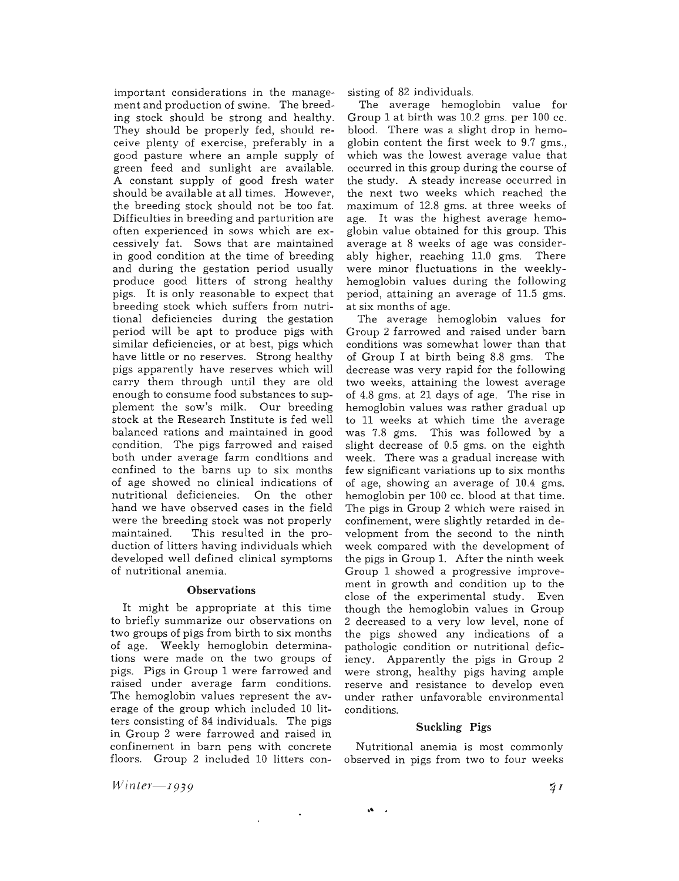important considerations in the management and production of swine. The breeding stock should be strong and healthy. They should be properly fed, should receive plenty of exercise, preferably in a good pasture where an ample supply of green feed and sunlight are available. A constant supply of good fresh water should be available at all times. However, the breeding stock should not be too fat. Difficulties in breeding and parturition are often experienced in sows which are excessively fat. Sows that are maintained in good condition at the time of breeding and during the gestation period usually produce good litters of strong healthy pigs. It is only reasonable to expect that breeding stock which suffers from nutritional deficiencies during the gestation period will be apt to produce pigs with similar deficiencies, or at best, pigs which have little or no reserves. Strong healthy pigs apparently have reserves which will carry them through until they are old enough to consume food substances to supplement the sow's milk. Our breeding stock at the Research Institute is fed well balanced rations and maintained in good condition. The pigs farrowed and raised both under average farm conditions and confined to the barns up to six months of age showed no clinical indications of nutritional deficiencies. On the other hand we have observed cases in the field were the breeding stock was not properly maintained. This resulted in the production of litters having individuals which developed well defined clinical symptoms of nutritional anemia.

### Observations

It might be appropriate at this time to briefly summarize our observations on two groups of pigs from birth to six months of age. Weekly hemoglobin determinations were made on the two groups of pigs. Pigs in Group 1 were farrowed and raised under average farm conditions. The hemoglobin values represent the average of the group which included 10 litters consisting of 84 individuals. The pigs in Group 2 were farrowed and raised in confinement in barn pens with concrete floors. Group 2 included 10 litters consisting of 82 individuals.

The average hemoglobin value for Group 1 at birth was 10.2 gms. per 100 cc. blood. There was a slight drop in hemoglobin content the first week to 9.7 gms., which was the lowest average value that occurred in this group during the course of the study. A steady increase occurred in the next two weeks which reached the maximum of 12.8 gms. at three weeks of age. It was the highest average hemoglobin value obtained for this group. This average at 8 weeks of age was considerably higher, reaching 11.0 gms. There were minor fluctuations in the weekly-hemoglobin values during the following period, attaining an average of 11.5 gms. at six months of age.

The average hemoglobin values for Group 2 farrowed and raised under barn conditions was somewhat lower than that of Group I at birth being 8.8 gms. The decrease was very rapid for the following two weeks, attaining the lowest average of 4.8 gms. at 21 days of age. The rise in hemoglobin values was rather gradual up to 11 weeks at which time the average was 7.8 gms. This was followed by a slight decrease of 0.5 gms. on the eighth week. There was a gradual increase with few significant variations up to six months of age, showing an average of 10.4 gms. hemoglobin per 100 cc. blood at that time. The pigs in Group 2 which were raised in confinement, were slightly retarded in development from the second to the ninth week compared with the development of the pigs in Group 1. After the ninth week Group 1 showed a progressive improvement in growth and condition up to the close of the experimental study. Even though the hemoglobin values in Group 2 decreased to a very low level, none of the pigs showed any indications of a pathologic condition or nutritional deficiency. Apparently the pigs in Group 2 were strong, healthy pigs having ample reserve and resistance to develop even under rather unfavorable environmental conditions.

### Suckling Pigs

Nutritional anemia is most commonly observed in pigs from two to four weeks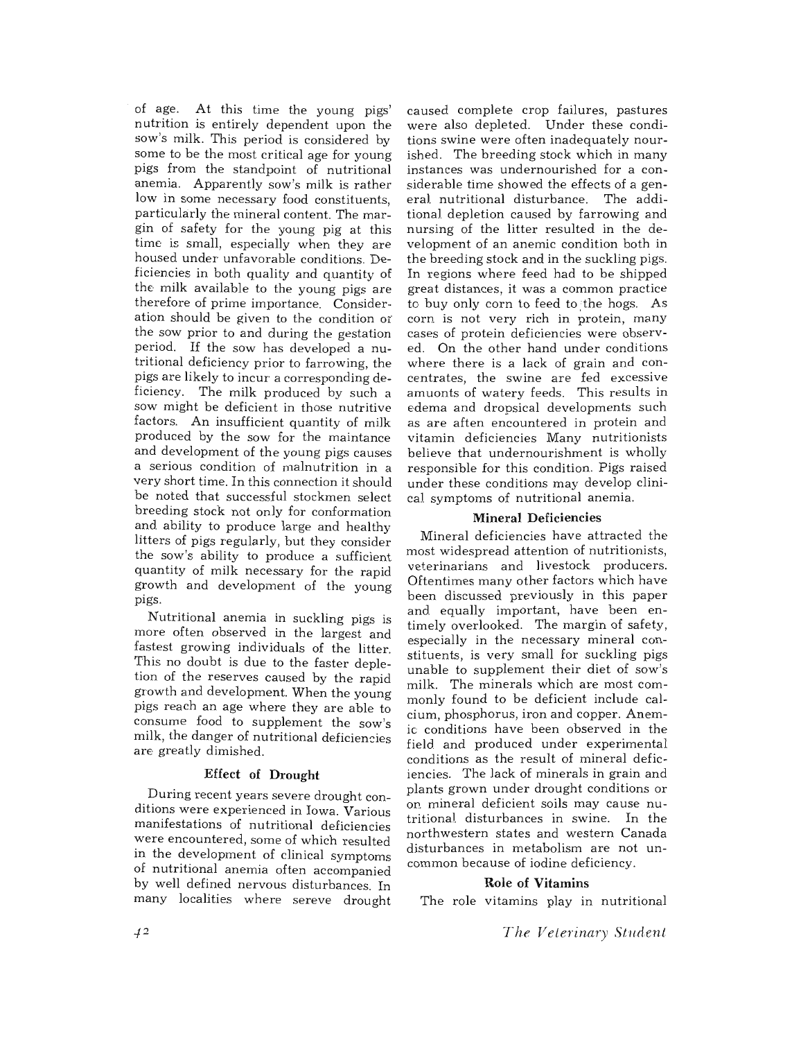of age. At this time the young pigs' nutrition is entirely dependent upon the sow's milk. This period is considered by some to be the most critical age for young pigs from the standpoint of nutritional anemia. Apparently sow's milk is rather low in some necessary food constituents, particularly the mineral content. The margin of safety for the young pig at this time is small, especially when they are housed under unfavorable conditions. Deficiencies in both quality and quantity of the milk available to the young pigs are therefore of prime importance. Consideration should be given to the condition of the sow prior to and during the gestation period. If the sow has developed a nutritional deficiency prior to farrowing, the pigs are likely to incur a corresponding deficiency. The milk produced by such a sow might be deficient in those nutritive factors. An insufficient quantity of milk produced by the sow for the maintance and development of the young pigs causes a serious condition of malnutrition in a very short time. In this connection it should be noted that successful stockmen select breeding stock not only for conformation and ability to produce large and healthy litters of pigs regularly, but they consider the sow's ability to produce a sufficient quantity of milk necessary for the rapid growth and development of the young pigs.

Nutritional anemia in suckling pigs is more often observed in the largest and fastest growing individuals of the litter. This no doubt is due to the faster depletion of the reserves caused by the rapid growth and development. When the young pigs reach an age where they are able to consume food to supplement the sow's milk, the danger of nutritional deficiencies are greatly dimished.

### Effect of Drought

During recent years severe drought conditions were experienced in Iowa. Various manifestations of nutritional deficiencies were encountered, some of which resulted in the development of clinical symptoms of nutritional anemia often accompanied by well defined nervous disturbances. In many localities where sereve drought caused complete crop failures, pastures were also depleted. Under these conditions swine were often inadequately nourished. The breeding stock which in many instances was undernourished for a considerable time showed the effects of a general nutritional disturbance. The additional depletion caused by farrowing and nursing of the litter resulted in the development of an anemic condition both in the breeding stock and in the suckling pigs. In regions where feed had to be shipped great distances, it was a common practice to buy only corn to feed to the hogs. As corn is not very rich in protein, many cases of protein deficiencies were observed. On the other hand under conditions where there is a lack of grain and concentrates, the swine are fed excessive amuonts of watery feeds. This results in edema and dropsical developments such as are aften encountered in protein and vitamin deficiencies Many nutritionists believe that undernourishment is wholly responsible for this condition. Pigs raised under these conditions may develop clinical symptoms of nutritional anemia.

### Mineral Deficiencies

Mineral deficiencies have attracted the most widespread attention of nutritionists, veterinarians and livestock producers. Oftentimes many other factors which have been discussed previously in this paper and equally important, have been entimely overlooked. The margin of safety, especially in the necessary mineral constituents, is very small for suckling pigs unable to supplement their diet of sow's milk. The minerals which are most commonly found to be deficient include calcium, phosphorus, iron and copper. Anemic conditions have been observed in the field and produced under experimental conditions as the result of mineral deficiencies. The lack of minerals in grain and plants grown under drought conditions or on mineral deficient soils may cause nutritional disturbances in swine. In the northwestern states and western Canada disturbances in metabolism are not uncommon because of iodine deficiency.

### Role of Vitamins

The role vitamins play in nutritional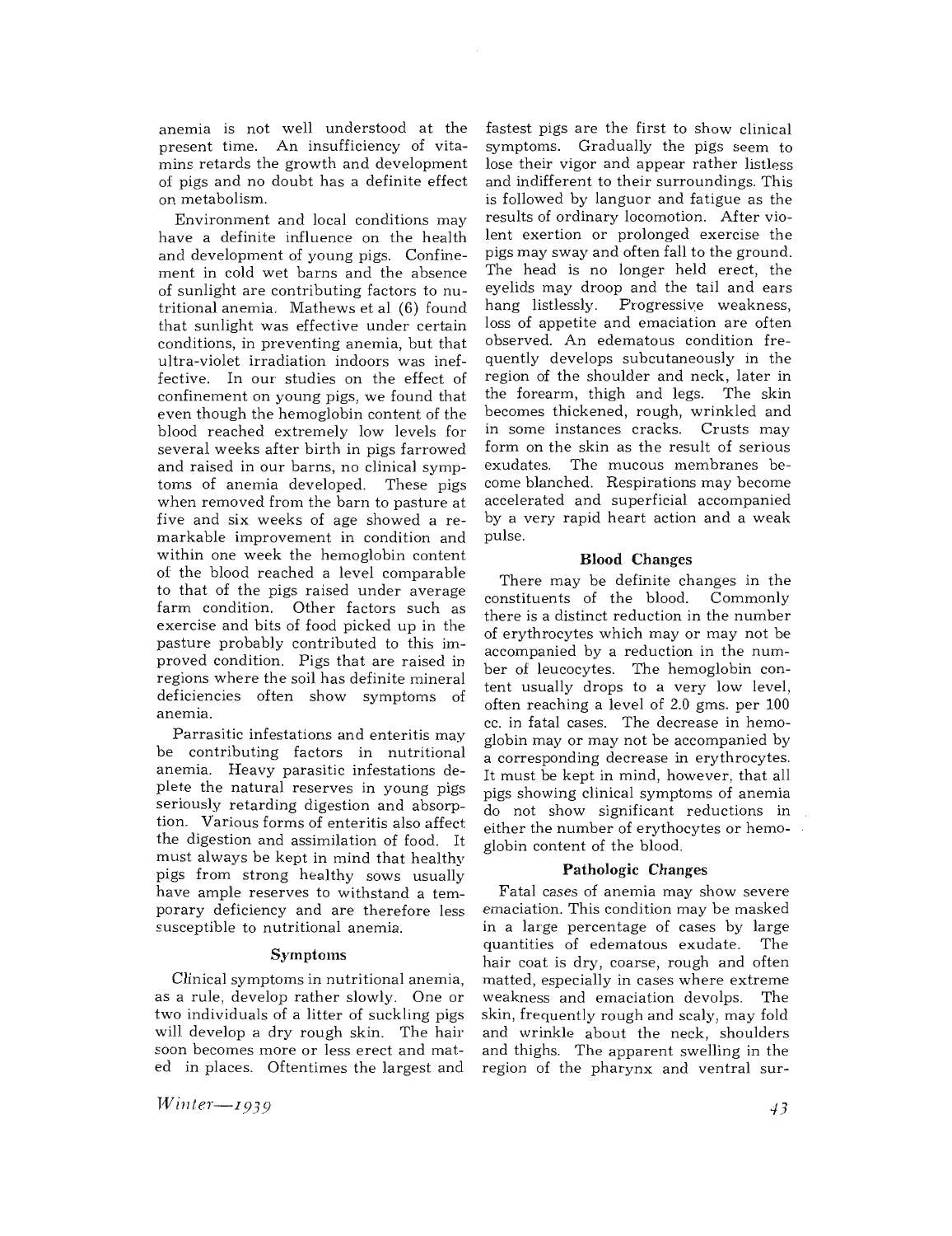anemia is not well understood at the present time. An insufficiency of vitamins retards the growth and development of pigs and no doubt has a definite effect on metabolism.

Environment and local conditions may have a definite influence on the health and development of young pigs. Confinement in cold wet barns and the absence of sunlight are contributing factors to nutritional anemia. Mathews et al (6) found that sunlight was effective under certain conditions, in preventing anemia, but that ultra-violet irradiation indoors was ineffective. In our studies on the effect of confinement on young pigs, we found that even though the hemoglobin content of the blood reached extremely low levels for several weeks after birth in pigs farrowed and raised in our barns, no clinical symptoms of anemia developed. These pigs when removed from the barn to pasture at five and six weeks of age showed a remarkable improvement in condition and within one week the hemoglobin content of the blood reached a level comparable to that of the pigs raised under average farm condition. Other factors such as exercise and bits of food picked up in the pasture probably contributed to this improved condition. Pigs that are raised in regions where the soil has definite mineral deficiencies often show symptoms of anemia.

Parrasitic infestations and enteritis may be contributing factors in nutritional anemia. Heavy parasitic infestations deplete the natural reserves in young pigs seriously retarding digestion and absorption. Various forms of enteritis also affect the digestion and assimilation of food. It must always be kept in mind that healthy pigs from strong healthy sows usually have ample reserves to withstand a temporary deficiency and are therefore less susceptible to nutritional anemia.

### Symptoms

Clinical symptoms in nutritional anemia, as a rule, develop rather slowly. One or two individuals of a litter of suckling pigs will develop a dry rough skin. The hair soon becomes more or less erect and matted in places. Oftentimes the largest and fastest pigs are the first to show clinical symptoms. Gradually the pigs seem to lose their vigor and appear rather listless and indifferent to their surroundings. This is followed by languor and fatigue as the results of ordinary locomotion. After violent exertion or prolonged exercise the pigs may sway and often fall to the ground. The head is no longer held erect, the eyelids may droop and the tail and ears hang listlessly. Progressive weakness, loss of appetite and emaciation are often observed. An edematous condition frequently develops subcutaneously in the region of the shoulder and neck, later in the forearm, thigh and legs. The skin becomes thickened, rough, wrinkled and in some instances cracks. Crusts may form on the skin as the result of serious exudates. The mucous membranes become blanched. Respirations may become accelerated and superficial accompanied by a very rapid heart action and a weak pulse.

### Blood Changes

There may be definite changes in the constituents of the blood. Commonly there is a distinct reduction in the number of erythrocytes which may or may not be accompanied by a reduction in the number of leucocytes. The hemoglobin content usually drops to a very low level, often reaching a level of 2.0 gms. per 100 cc. in fatal cases. The decrease in hemoglobin may or may not be accompanied by a corresponding decrease in erythrocytes. It must be kept in mind, however, that all pigs showing clinical symptoms of anemia do not show significant reductions in either the number of erythocytes or hemoglobin content of the blood.

### Pathologic Changes

Fatal cases of anemia may show severe emaciation. This condition may be masked in a large percentage of cases by large quantities of edematous exudate. The hair coat is dry, coarse, rough and often matted, especially in cases where extreme weakness and emaciation devolps. The skin, frequently rough and scaly, may fold and wrinkle about the neck, shoulders and thighs. The apparent swelling in the region of the pharynx and ventral sur-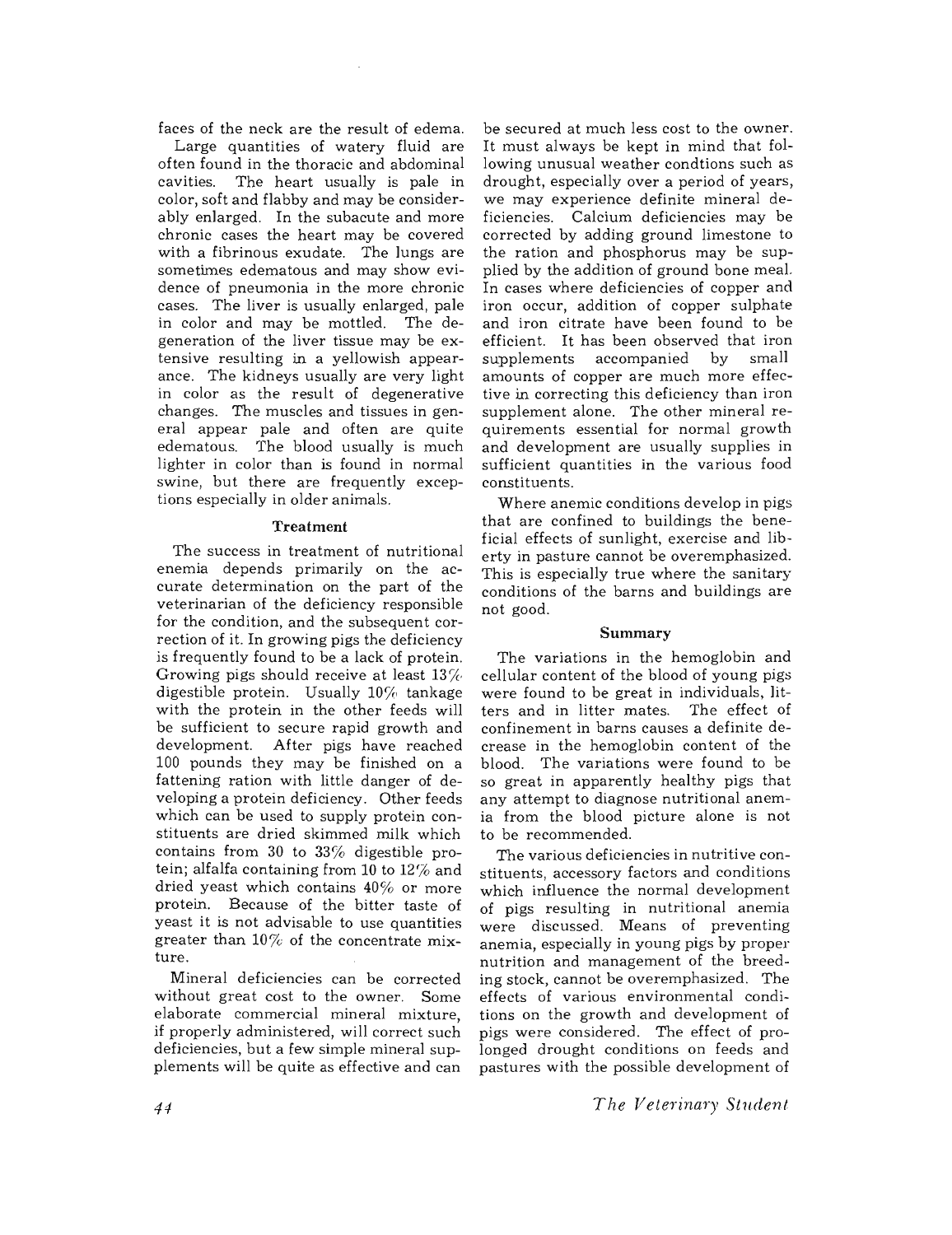faces of the neck are the result of edema.

Large quantities of watery fluid are often found in the thoracic and abdominal cavities. The heart usually is pale in color, soft and flabby and may be considerably enlarged. In the subacute and more chronic cases the heart may be covered with a fibrinous exudate. The lungs are sometimes edematous and may show evidence of pneumonia in the more chronic cases. The liver is usually enlarged, pale in color and may be mottled. The degeneration of the liver tissue may be extensive resulting in a yellowish appearance. The kidneys usually are very light in color as the result of degenerative changes. The muscles and tissues in general appear pale and often are quite edematous. The blood usually is much lighter in color than is found in normal swine, but there are frequently exceptions especially in older animals.

### Treatment

The success in treatment of nutritional enemia depends primarily on the accurate determination on the part of the veterinarian of the deficiency responsible for the condition, and the subsequent correction of it. In growing pigs the deficiency is frequently found to be a lack of protein. Growing pigs should receive at least 13% digestible protein. Usually 10% tankage with the protein in the other feeds will be sufficient to secure rapid growth and development. After pigs have reached 100 pounds they may be finished on a fattening ration with little danger of developing a protein deficiency. Other feeds which can be used to supply protein constituents are dried skimmed milk which contains from 30 to 33% digestible protein; alfalfa containing from 10 to 12% and dried yeast which contains 40% or more protein. Because of the bitter taste of yeast it is not advisable to use quantities greater than 10% of the concentrate mixture.

Mineral deficiencies can be corrected without great cost to the owner. Some elaborate commercial mineral mixture, if properly administered, will correct such deficiencies, but a few simple mineral supplements will be quite as effective and can be secured at much less cost to the owner. It must always be kept in mind that following unusual weather condtions such as drought, especially over a period of years, we may experience definite mineral deficiencies. Calcium deficiencies may be corrected by adding ground limestone to the ration and phosphorus may be supplied by the addition of ground bone meal. In cases where deficiencies of copper and iron occur, addition of copper sulphate and iron citrate have been found to be efficient. It has been observed that iron supplements accompanied by small amounts of copper are much more effective in correcting this deficiency than iron supplement alone. The other mineral requirements essential for normal growth and development are usually supplies in sufficient quantities in the various food constituents.

Where anemic conditions develop in pigs that are confined to buildings the beneficial effects of sunlight, exercise and liberty in pasture cannot be overemphasized. This is especially true where the sanitary conditions of the barns and buildings are not good.

### Summary

The variations in the hemoglobin and cellular content of the blood of young pigs were found to be great in individuals, litters and in litter mates. The effect of confinement in barns causes a definite decrease in the hemoglobin content of the blood. The variations were found to be so great in apparently healthy pigs that any attempt to diagnose nutritional anemia from the blood picture alone is not to be recommended.

The various deficiencies in nutritive constituents, accessory factors and conditions which influence the normal development of pigs resulting in nutritional anemia were discussed. Means of preventing anemia, especially in young pigs by proper nutrition and management of the breeding stock, cannot be overemphasized. The effects of various environmental conditions on the growth and development of pigs were considered. The effect of prolonged drought conditions on feeds and pastures with the possible development of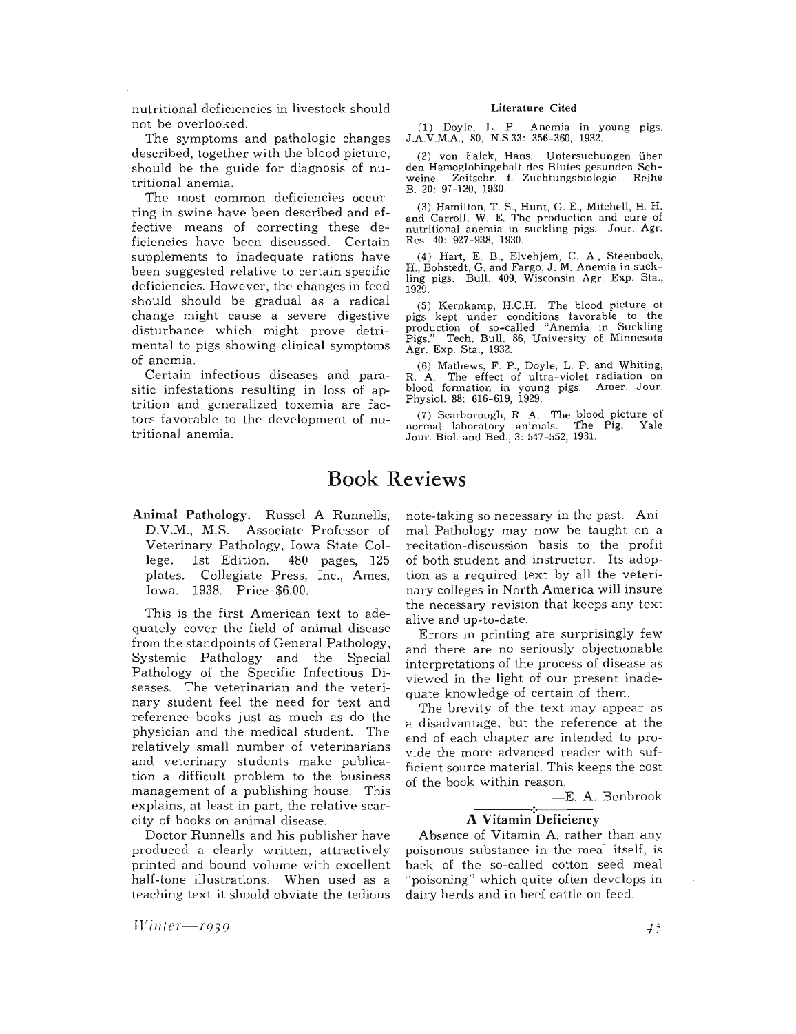nutritional deficiencies in livestock should not be overlooked.

The symptoms and pathologic changes described, together with the blood picture, should be the guide for diagnosis of nutritional anemia.

The most common deficiencies occurring in swine have been described and effective means of correcting these deficiencies have been discussed. Certain supplements to inadequate rations have been suggested relative to certain specific deficiencies. However, the changes in feed should should be gradual as a radical change might cause a severe digestive disturbance which might prove detrimental to pigs showing clinical symptoms of anemia.

Certain infectious diseases and parasitic infestations resulting in loss of appetition and generalized toxemia are factors favorable to the development of nutritional anemia.

### Literature Cited

(1) Doyle, L. P. Anemia in young pigs. J.A.V.M.A., 80, N.S.33: 356-360, 1932.

(2) von Falck, Hans. Untersuchungen über den Hamoglobingehalt des Blutes gesunden Schweine. Zeitschr. f. Zuchtungsbiologie. Reihe B. 20: 97-120, 1930.

(3) Hamilton, T. S., Hunt, G. E., Mitchell, H. H. and Carroll, W. E. The production and cure of nutritional anemia in suckling pigs. Jour. Agr. Res. 40: 927-938, 1930.

(4) Hart, E. B., Elvehjem, C. A., Steenbock, H., Bohstedt, G. and Fargo, J. M. Anemia in suckling pigs. Bull. 409, Wisconsin Agr. Exp. Sta., 1929.

(5) Kernkamp, H.C.H. The blood picture of pigs kept under conditions favorable to the production of so-called "Anemia in Suckling Pigs." Tech. Bull. 86, University of Minnesota Agr. Exp. Sta., 1932.

(6) Mathews, F. P., Doyle, L. P. and Whiting, R. A. The effect of ultra-violet radiation on blood formation in young pigs. Amer. Jour. Physiol. 88: 616-619, 1929.

(7) Scarborough, R. A. The blood picture of normal laboratory animals. The Pig. Yale Jour. Biol. and Bed., 3: 547-552, 1931.

# Book Reviews

**Animal Pathology.** Russel A Runnells, D.V.M., M.S. Associate Professor of Veterinary Pathology, Iowa State College. 1st Edition. 480 pages, 125 plates. Collegiate Press, Inc., Ames, Iowa. 1938. Price $6.00.

This is the first American text to adequately cover the field of animal disease from the standpoints of General Pathology, Systemic Pathology and the Special Pathology of the Specific Infectious Diseases. The veterinarian and the veterinary student feel the need for text and reference books just as much as do the physician and the medical student. The relatively small number of veterinarians and veterinary students make publication a difficult problem to the business management of a publishing house. This explains, at least in part, the relative scarcity of books on animal disease.

Doctor Runnells and his publisher have produced a clearly written, attractively printed and bound volume with excellent half-tone illustrations. When used as a teaching text it should obviate the tedious note-taking so necessary in the past. Animal Pathology may now be taught on a recitation-discussion basis to the profit of both student and instructor. Its adoption as a required text by all the veterinary colleges in North America will insure the necessary revision that keeps any text alive and up-to-date.

Errors in printing are surprisingly few and there are no seriously objectionable interpretations of the process of disease as viewed in the light of our present inadequate knowledge of certain of them.

The brevity of the text may appear as a disadvantage, but the reference at the end of each chapter are intended to provide the more advanced reader with sufficient source material. This keeps the cost of the book within reason.

—E. A. Benbrook

### A Vitamin Deficiency

Absence of Vitamin A, rather than any poisonous substance in the meal itself, is back of the so-called cotton seed meal "poisoning" which quite often develops in dairy herds and in beef cattle on feed.